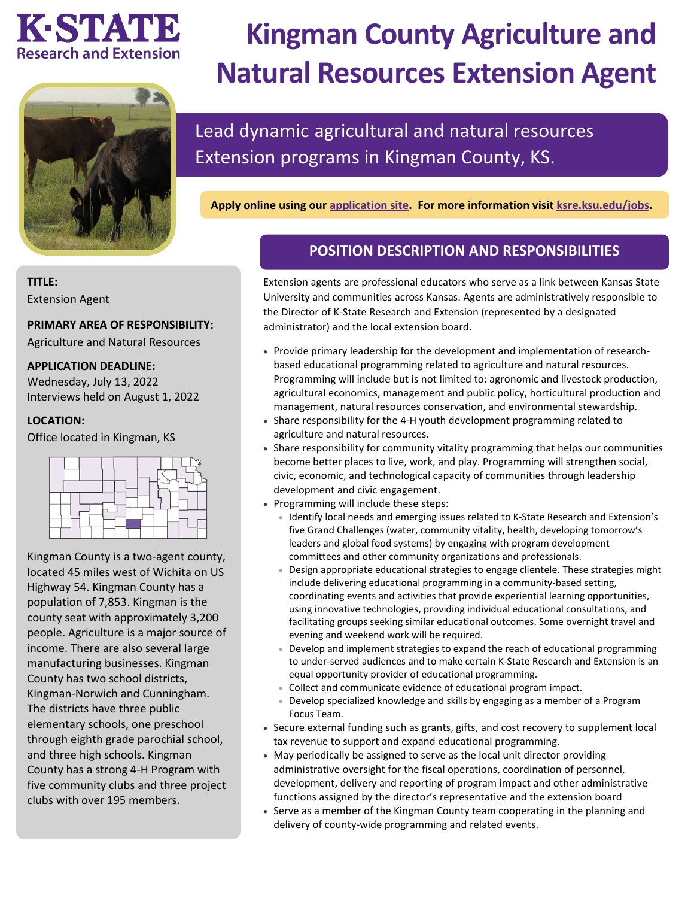# Kingman County Agriculture and Natural Resources Extension Agent

K·STATE Research and Extension

## Lead dynamic agricultural and natural resources Extension programs in Kingman County, KS.

**Apply online using our application site. For more information visit ksre.ksu.edu/jobs.**

**TITLE:**
Extension Agent

**PRIMARY AREA OF RESPONSIBILITY:**
Agriculture and Natural Resources

**APPLICATION DEADLINE:**
Wednesday, July 13, 2022
Interviews held on August 1, 2022

**LOCATION:**
Office located in Kingman, KS

Kingman County is a two-agent county, located 45 miles west of Wichita on US Highway 54. Kingman County has a population of 7,853. Kingman is the county seat with approximately 3,200 people. Agriculture is a major source of income. There are also several large manufacturing businesses. Kingman County has two school districts, Kingman-Norwich and Cunningham. The districts have three public elementary schools, one preschool through eighth grade parochial school, and three high schools. Kingman County has a strong 4-H Program with five community clubs and three project clubs with over 195 members.

## POSITION DESCRIPTION AND RESPONSIBILITIES

Extension agents are professional educators who serve as a link between Kansas State University and communities across Kansas. Agents are administratively responsible to the Director of K-State Research and Extension (represented by a designated administrator) and the local extension board.

- Provide primary leadership for the development and implementation of research-based educational programming related to agriculture and natural resources. Programming will include but is not limited to: agronomic and livestock production, agricultural economics, management and public policy, horticultural production and management, natural resources conservation, and environmental stewardship.
- Share responsibility for the 4-H youth development programming related to agriculture and natural resources.
- Share responsibility for community vitality programming that helps our communities become better places to live, work, and play. Programming will strengthen social, civic, economic, and technological capacity of communities through leadership development and civic engagement.
- Programming will include these steps:
  - Identify local needs and emerging issues related to K-State Research and Extension's five Grand Challenges (water, community vitality, health, developing tomorrow's leaders and global food systems) by engaging with program development committees and other community organizations and professionals.
  - Design appropriate educational strategies to engage clientele. These strategies might include delivering educational programming in a community-based setting, coordinating events and activities that provide experiential learning opportunities, using innovative technologies, providing individual educational consultations, and facilitating groups seeking similar educational outcomes. Some overnight travel and evening and weekend work will be required.
  - Develop and implement strategies to expand the reach of educational programming to under-served audiences and to make certain K-State Research and Extension is an equal opportunity provider of educational programming.
  - Collect and communicate evidence of educational program impact.
  - Develop specialized knowledge and skills by engaging as a member of a Program Focus Team.
- Secure external funding such as grants, gifts, and cost recovery to supplement local tax revenue to support and expand educational programming.
- May periodically be assigned to serve as the local unit director providing administrative oversight for the fiscal operations, coordination of personnel, development, delivery and reporting of program impact and other administrative functions assigned by the director's representative and the extension board
- Serve as a member of the Kingman County team cooperating in the planning and delivery of county-wide programming and related events.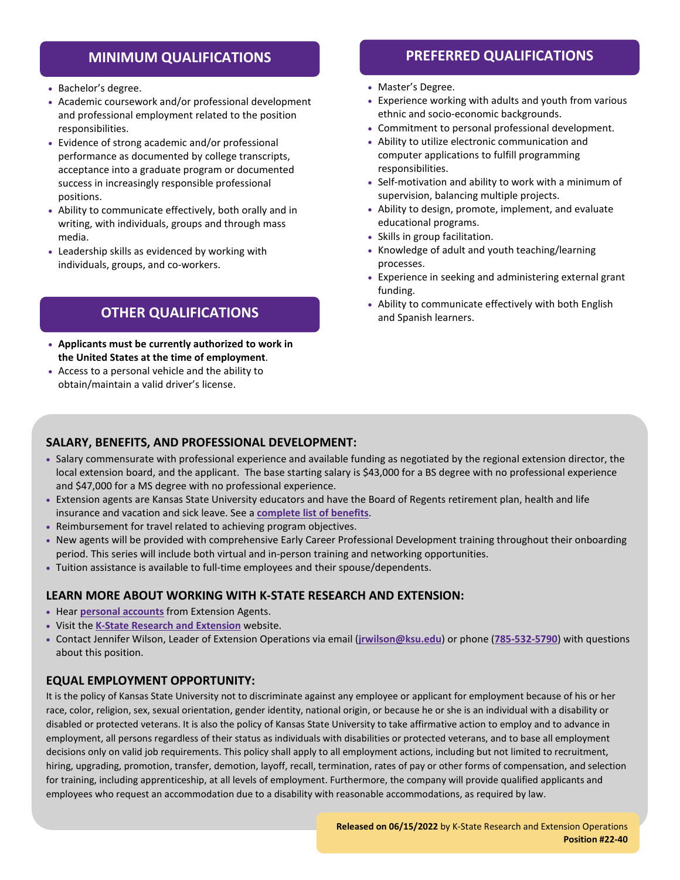## MINIMUM QUALIFICATIONS

- Bachelor's degree.
- Academic coursework and/or professional development and professional employment related to the position responsibilities.
- Evidence of strong academic and/or professional performance as documented by college transcripts, acceptance into a graduate program or documented success in increasingly responsible professional positions.
- Ability to communicate effectively, both orally and in writing, with individuals, groups and through mass media.
- Leadership skills as evidenced by working with individuals, groups, and co-workers.

## OTHER QUALIFICATIONS

- **Applicants must be currently authorized to work in the United States at the time of employment**.
- Access to a personal vehicle and the ability to obtain/maintain a valid driver's license.

## PREFERRED QUALIFICATIONS

- Master's Degree.
- Experience working with adults and youth from various ethnic and socio-economic backgrounds.
- Commitment to personal professional development.
- Ability to utilize electronic communication and computer applications to fulfill programming responsibilities.
- Self-motivation and ability to work with a minimum of supervision, balancing multiple projects.
- Ability to design, promote, implement, and evaluate educational programs.
- Skills in group facilitation.
- Knowledge of adult and youth teaching/learning processes.
- Experience in seeking and administering external grant funding.
- Ability to communicate effectively with both English and Spanish learners.

### SALARY, BENEFITS, AND PROFESSIONAL DEVELOPMENT:

- Salary commensurate with professional experience and available funding as negotiated by the regional extension director, the local extension board, and the applicant. The base starting salary is $43,000 for a BS degree with no professional experience and $47,000 for a MS degree with no professional experience.
- Extension agents are Kansas State University educators and have the Board of Regents retirement plan, health and life insurance and vacation and sick leave. See a **complete list of benefits**.
- Reimbursement for travel related to achieving program objectives.
- New agents will be provided with comprehensive Early Career Professional Development training throughout their onboarding period. This series will include both virtual and in-person training and networking opportunities.
- Tuition assistance is available to full-time employees and their spouse/dependents.

### LEARN MORE ABOUT WORKING WITH K-STATE RESEARCH AND EXTENSION:

- Hear **personal accounts** from Extension Agents.
- Visit the **K-State Research and Extension** website.
- Contact Jennifer Wilson, Leader of Extension Operations via email (**jrwilson@ksu.edu**) or phone (**785-532-5790**) with questions about this position.

### EQUAL EMPLOYMENT OPPORTUNITY:

It is the policy of Kansas State University not to discriminate against any employee or applicant for employment because of his or her race, color, religion, sex, sexual orientation, gender identity, national origin, or because he or she is an individual with a disability or disabled or protected veterans. It is also the policy of Kansas State University to take affirmative action to employ and to advance in employment, all persons regardless of their status as individuals with disabilities or protected veterans, and to base all employment decisions only on valid job requirements. This policy shall apply to all employment actions, including but not limited to recruitment, hiring, upgrading, promotion, transfer, demotion, layoff, recall, termination, rates of pay or other forms of compensation, and selection for training, including apprenticeship, at all levels of employment. Furthermore, the company will provide qualified applicants and employees who request an accommodation due to a disability with reasonable accommodations, as required by law.

**Released on 06/15/2022** by K-State Research and Extension Operations
**Position #22-40**